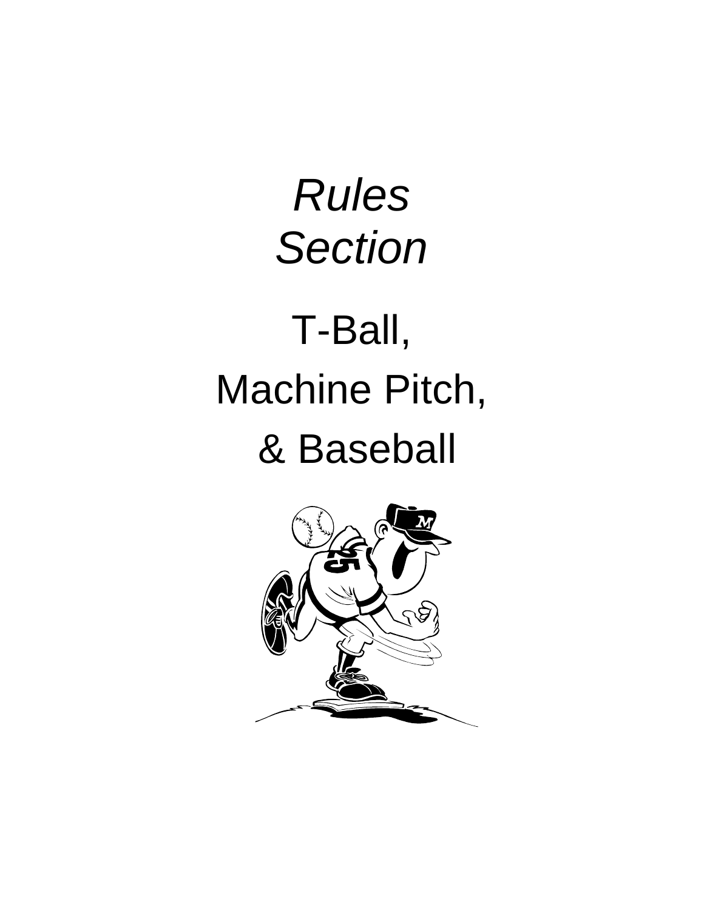# *Rules Section*

## T-Ball,

## Machine Pitch,

## & Baseball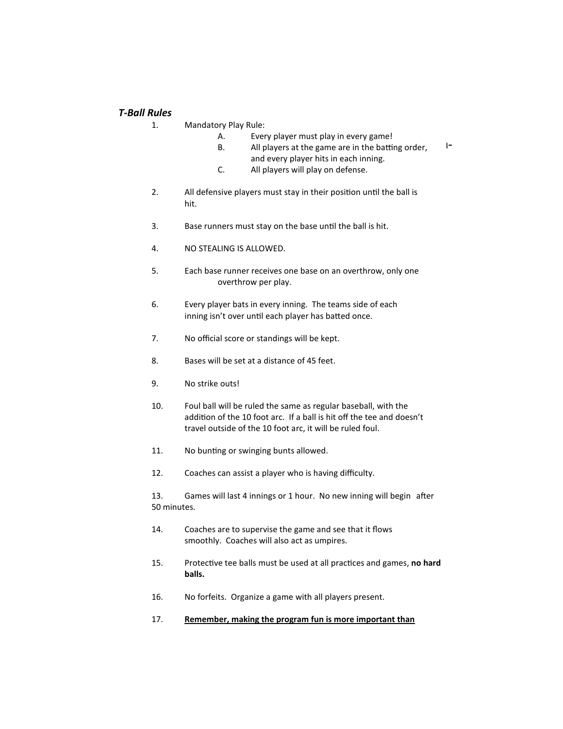***T-Ball Rules***

1. Mandatory Play Rule:
   - A. Every player must play in every game!
   - B. All players at the game are in the batting order, and every player hits in each inning.
   - C. All players will play on defense.

2. All defensive players must stay in their position until the ball is hit.

3. Base runners must stay on the base until the ball is hit.

4. NO STEALING IS ALLOWED.

5. Each base runner receives one base on an overthrow, only one overthrow per play.

6. Every player bats in every inning. The teams side of each inning isn't over until each player has batted once.

7. No official score or standings will be kept.

8. Bases will be set at a distance of 45 feet.

9. No strike outs!

10. Foul ball will be ruled the same as regular baseball, with the addition of the 10 foot arc. If a ball is hit off the tee and doesn't travel outside of the 10 foot arc, it will be ruled foul.

11. No bunting or swinging bunts allowed.

12. Coaches can assist a player who is having difficulty.

13. Games will last 4 innings or 1 hour. No new inning will begin after 50 minutes.

14. Coaches are to supervise the game and see that it flows smoothly. Coaches will also act as umpires.

15. Protective tee balls must be used at all practices and games, **no hard balls.**

16. No forfeits. Organize a game with all players present.

17. **Remember, making the program fun is more important than**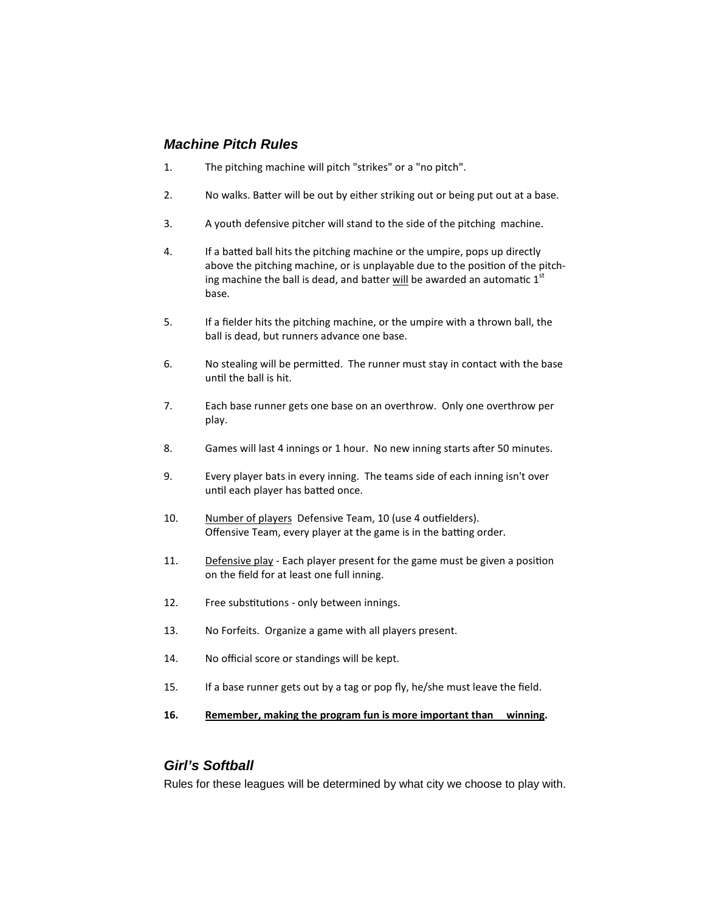## *Machine Pitch Rules*

1. The pitching machine will pitch "strikes" or a "no pitch".

2. No walks. Batter will be out by either striking out or being put out at a base.

3. A youth defensive pitcher will stand to the side of the pitching machine.

4. If a batted ball hits the pitching machine or the umpire, pops up directly above the pitching machine, or is unplayable due to the position of the pitching machine the ball is dead, and batter <u>will</u> be awarded an automatic 1st base.

5. If a fielder hits the pitching machine, or the umpire with a thrown ball, the ball is dead, but runners advance one base.

6. No stealing will be permitted. The runner must stay in contact with the base until the ball is hit.

7. Each base runner gets one base on an overthrow. Only one overthrow per play.

8. Games will last 4 innings or 1 hour. No new inning starts after 50 minutes.

9. Every player bats in every inning. The teams side of each inning isn't over until each player has batted once.

10. <u>Number of players</u> Defensive Team, 10 (use 4 outfielders). Offensive Team, every player at the game is in the batting order.

11. <u>Defensive play</u> - Each player present for the game must be given a position on the field for at least one full inning.

12. Free substitutions - only between innings.

13. No Forfeits. Organize a game with all players present.

14. No official score or standings will be kept.

15. If a base runner gets out by a tag or pop fly, he/she must leave the field.

16. **<u>Remember, making the program fun is more important than winning</u>.**

## *Girl's Softball*

Rules for these leagues will be determined by what city we choose to play with.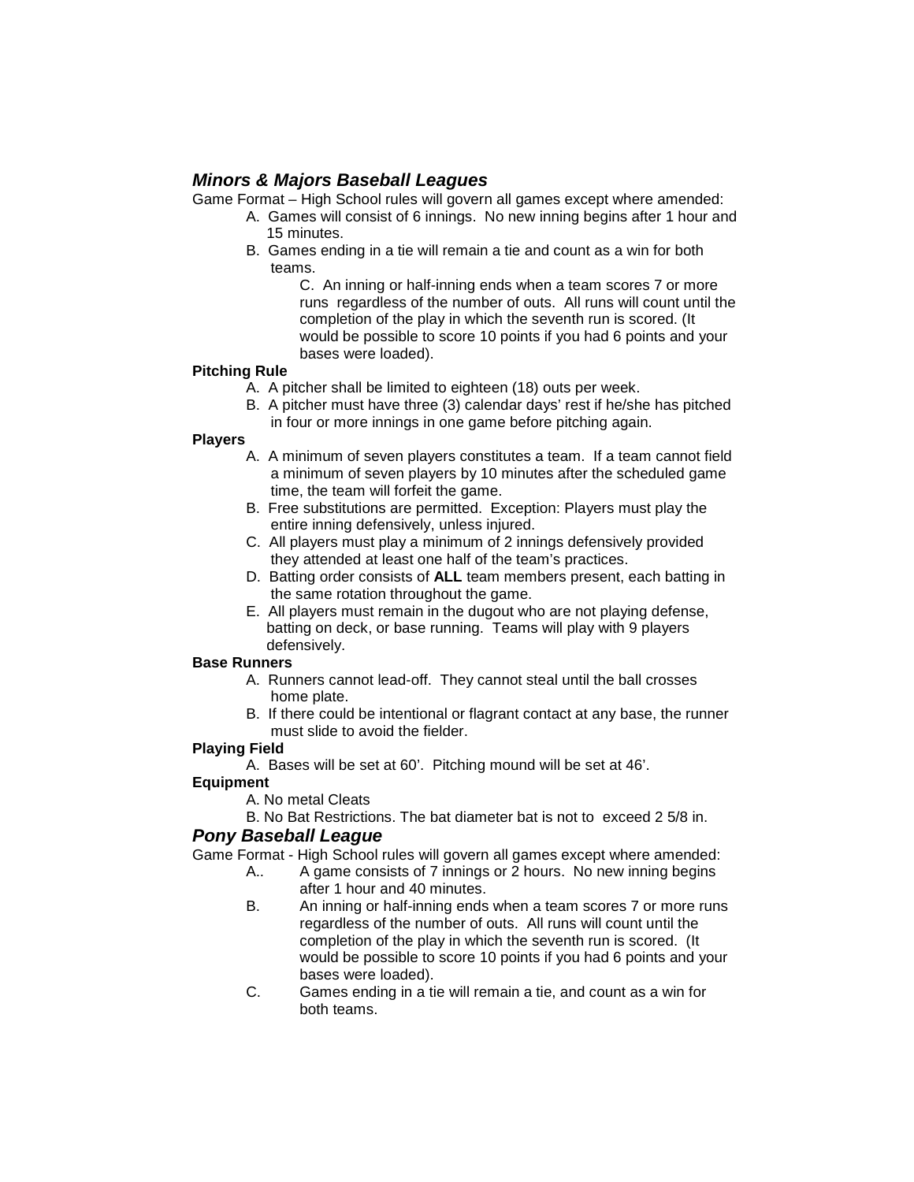## *Minors & Majors Baseball Leagues*

Game Format – High School rules will govern all games except where amended:

A. Games will consist of 6 innings. No new inning begins after 1 hour and 15 minutes.

B. Games ending in a tie will remain a tie and count as a win for both teams.

C. An inning or half-inning ends when a team scores 7 or more runs regardless of the number of outs. All runs will count until the completion of the play in which the seventh run is scored. (It would be possible to score 10 points if you had 6 points and your bases were loaded).

**Pitching Rule**

A. A pitcher shall be limited to eighteen (18) outs per week.

B. A pitcher must have three (3) calendar days' rest if he/she has pitched in four or more innings in one game before pitching again.

**Players**

A. A minimum of seven players constitutes a team. If a team cannot field a minimum of seven players by 10 minutes after the scheduled game time, the team will forfeit the game.

B. Free substitutions are permitted. Exception: Players must play the entire inning defensively, unless injured.

C. All players must play a minimum of 2 innings defensively provided they attended at least one half of the team's practices.

D. Batting order consists of **ALL** team members present, each batting in the same rotation throughout the game.

E. All players must remain in the dugout who are not playing defense, batting on deck, or base running. Teams will play with 9 players defensively.

**Base Runners**

A. Runners cannot lead-off. They cannot steal until the ball crosses home plate.

B. If there could be intentional or flagrant contact at any base, the runner must slide to avoid the fielder.

**Playing Field**

A. Bases will be set at 60'. Pitching mound will be set at 46'.

**Equipment**

A. No metal Cleats

B. No Bat Restrictions. The bat diameter bat is not to exceed 2 5/8 in.

## *Pony Baseball League*

Game Format - High School rules will govern all games except where amended:

A.. A game consists of 7 innings or 2 hours. No new inning begins after 1 hour and 40 minutes.

B. An inning or half-inning ends when a team scores 7 or more runs regardless of the number of outs. All runs will count until the completion of the play in which the seventh run is scored. (It would be possible to score 10 points if you had 6 points and your bases were loaded).

C. Games ending in a tie will remain a tie, and count as a win for both teams.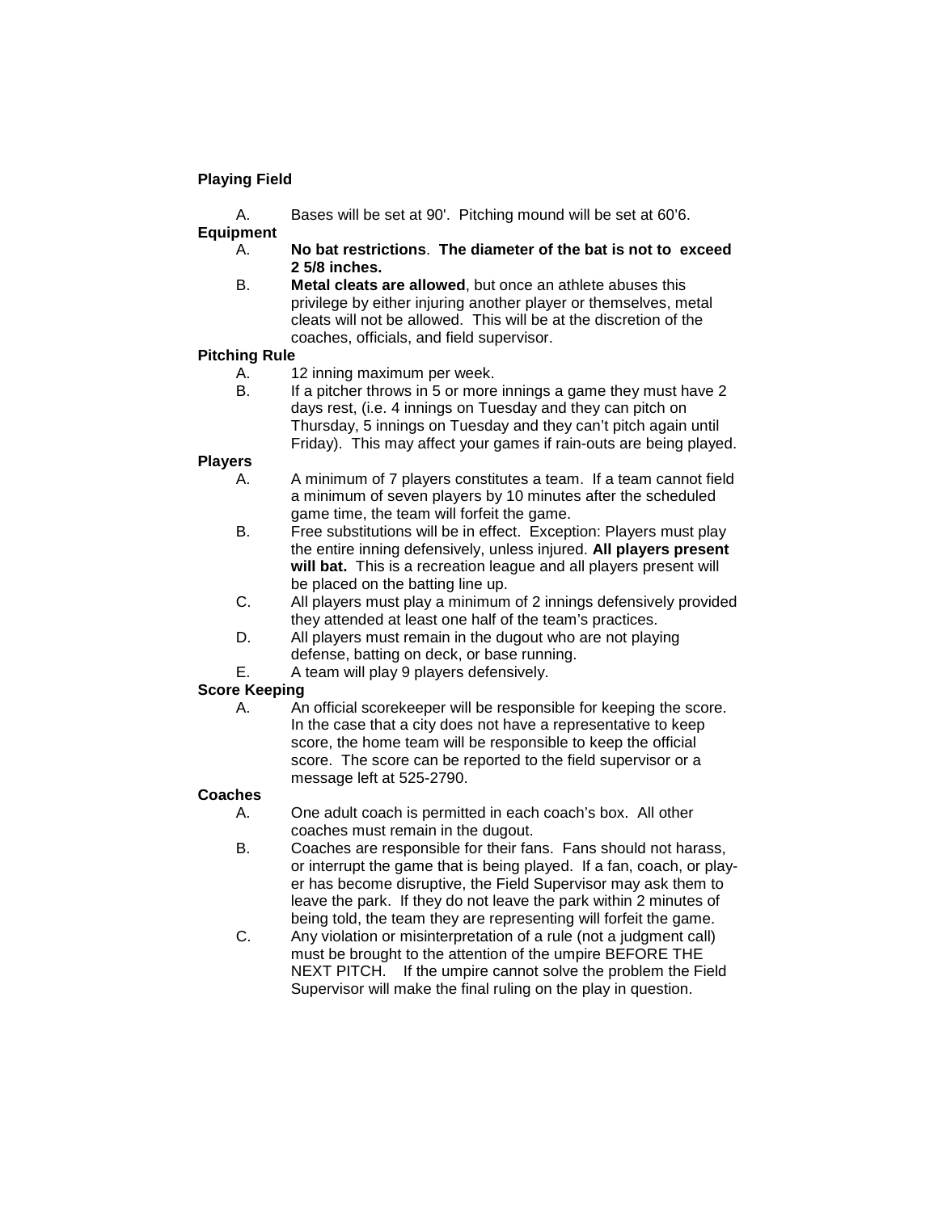**Playing Field**

A. Bases will be set at 90'. Pitching mound will be set at 60'6.

**Equipment**

A. **No bat restrictions**. **The diameter of the bat is not to exceed 2 5/8 inches.**

B. **Metal cleats are allowed**, but once an athlete abuses this privilege by either injuring another player or themselves, metal cleats will not be allowed. This will be at the discretion of the coaches, officials, and field supervisor.

**Pitching Rule**

A. 12 inning maximum per week.

B. If a pitcher throws in 5 or more innings a game they must have 2 days rest, (i.e. 4 innings on Tuesday and they can pitch on Thursday, 5 innings on Tuesday and they can't pitch again until Friday). This may affect your games if rain-outs are being played.

**Players**

A. A minimum of 7 players constitutes a team. If a team cannot field a minimum of seven players by 10 minutes after the scheduled game time, the team will forfeit the game.

B. Free substitutions will be in effect. Exception: Players must play the entire inning defensively, unless injured. **All players present will bat.** This is a recreation league and all players present will be placed on the batting line up.

C. All players must play a minimum of 2 innings defensively provided they attended at least one half of the team's practices.

D. All players must remain in the dugout who are not playing defense, batting on deck, or base running.

E. A team will play 9 players defensively.

**Score Keeping**

A. An official scorekeeper will be responsible for keeping the score. In the case that a city does not have a representative to keep score, the home team will be responsible to keep the official score. The score can be reported to the field supervisor or a message left at 525-2790.

**Coaches**

A. One adult coach is permitted in each coach's box. All other coaches must remain in the dugout.

B. Coaches are responsible for their fans. Fans should not harass, or interrupt the game that is being played. If a fan, coach, or player has become disruptive, the Field Supervisor may ask them to leave the park. If they do not leave the park within 2 minutes of being told, the team they are representing will forfeit the game.

C. Any violation or misinterpretation of a rule (not a judgment call) must be brought to the attention of the umpire BEFORE THE NEXT PITCH. If the umpire cannot solve the problem the Field Supervisor will make the final ruling on the play in question.